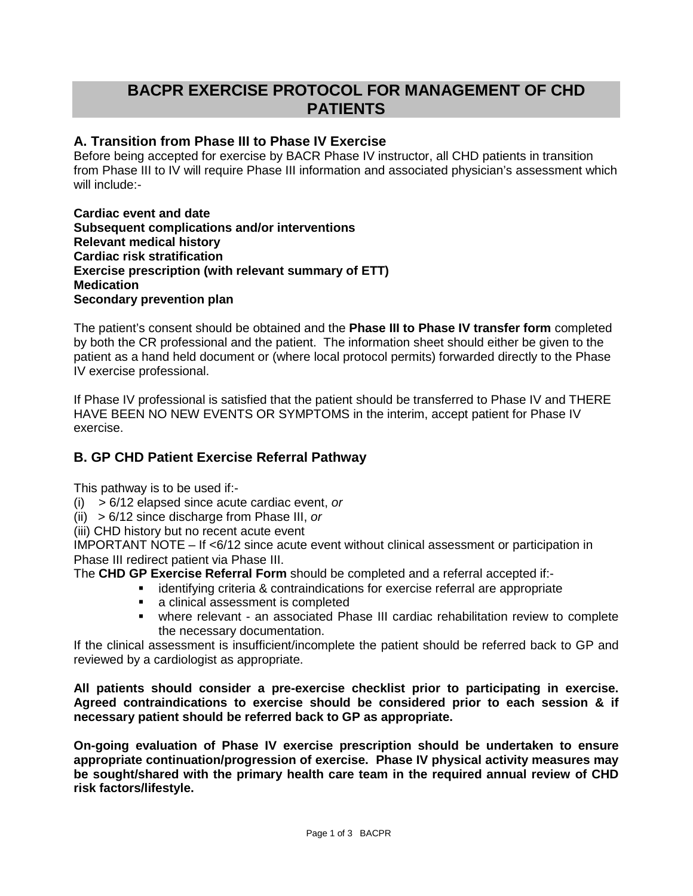# BACPR EXERCISE PROTOCOL FOR MANAGEMENT OF CHD PATIENTS

## A. Transition from Phase III to Phase IV Exercise

Before being accepted for exercise by BACR Phase IV instructor, all CHD patients in transition from Phase III to IV will require Phase III information and associated physician's assessment which will include:-

**Cardiac event and date**
**Subsequent complications and/or interventions**
**Relevant medical history**
**Cardiac risk stratification**
**Exercise prescription (with relevant summary of ETT)**
**Medication**
**Secondary prevention plan**

The patient's consent should be obtained and the **Phase III to Phase IV transfer form** completed by both the CR professional and the patient. The information sheet should either be given to the patient as a hand held document or (where local protocol permits) forwarded directly to the Phase IV exercise professional.

If Phase IV professional is satisfied that the patient should be transferred to Phase IV and THERE HAVE BEEN NO NEW EVENTS OR SYMPTOMS in the interim, accept patient for Phase IV exercise.

## B. GP CHD Patient Exercise Referral Pathway

This pathway is to be used if:-

(i) > 6/12 elapsed since acute cardiac event, *or*
(ii) > 6/12 since discharge from Phase III, *or*
(iii) CHD history but no recent acute event

IMPORTANT NOTE – If <6/12 since acute event without clinical assessment or participation in Phase III redirect patient via Phase III.

The **CHD GP Exercise Referral Form** should be completed and a referral accepted if:-

- identifying criteria & contraindications for exercise referral are appropriate
- a clinical assessment is completed
- where relevant - an associated Phase III cardiac rehabilitation review to complete the necessary documentation.

If the clinical assessment is insufficient/incomplete the patient should be referred back to GP and reviewed by a cardiologist as appropriate.

**All patients should consider a pre-exercise checklist prior to participating in exercise. Agreed contraindications to exercise should be considered prior to each session & if necessary patient should be referred back to GP as appropriate.**

**On-going evaluation of Phase IV exercise prescription should be undertaken to ensure appropriate continuation/progression of exercise. Phase IV physical activity measures may be sought/shared with the primary health care team in the required annual review of CHD risk factors/lifestyle.**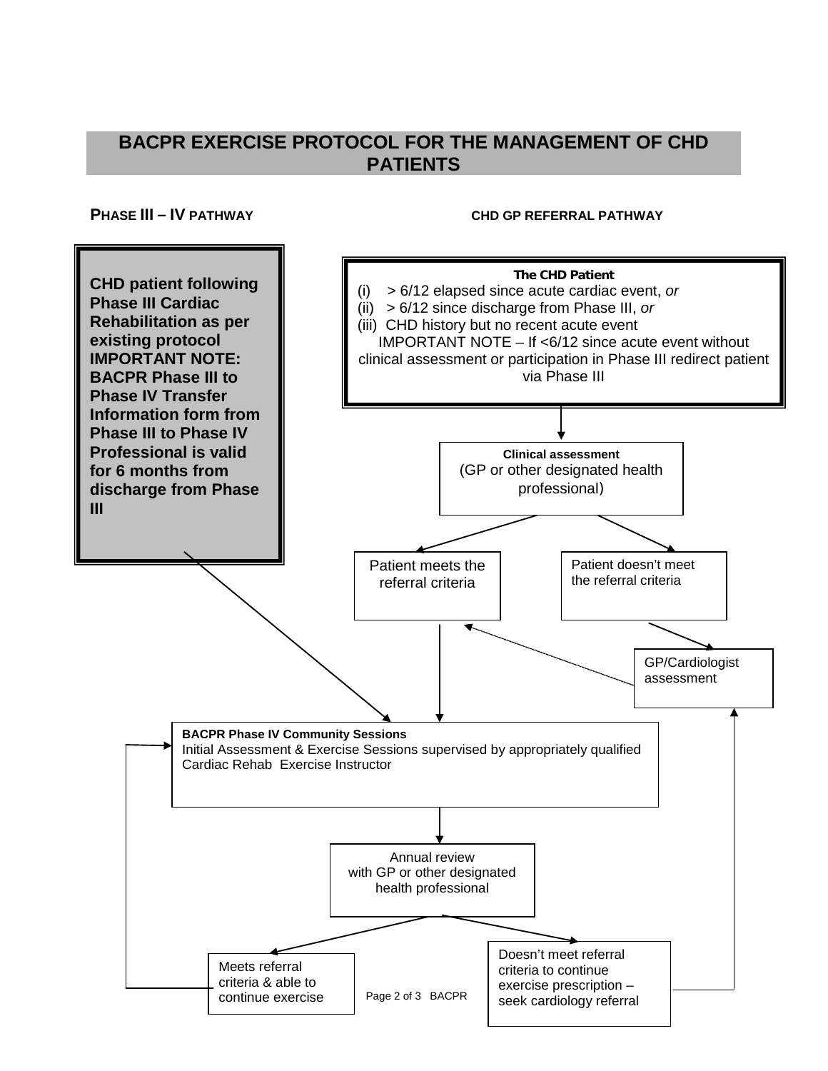## BACPR EXERCISE PROTOCOL FOR THE MANAGEMENT OF CHD PATIENTS

**PHASE III – IV PATHWAY**

**CHD patient following Phase III Cardiac Rehabilitation as per existing protocol IMPORTANT NOTE: BACPR Phase III to Phase IV Transfer Information form from Phase III to Phase IV Professional is valid for 6 months from discharge from Phase III**

**CHD GP REFERRAL PATHWAY**

**The CHD Patient**

(i) > 6/12 elapsed since acute cardiac event, *or*
(ii) > 6/12 since discharge from Phase III, *or*
(iii) CHD history but no recent acute event

IMPORTANT NOTE – If <6/12 since acute event without clinical assessment or participation in Phase III redirect patient via Phase III

**Clinical assessment**
(GP or other designated health professional)

Patient meets the referral criteria

Patient doesn't meet the referral criteria

GP/Cardiologist assessment

**BACPR Phase IV Community Sessions**
Initial Assessment & Exercise Sessions supervised by appropriately qualified Cardiac Rehab Exercise Instructor

Annual review with GP or other designated health professional

Meets referral criteria & able to continue exercise

Doesn't meet referral criteria to continue exercise prescription – seek cardiology referral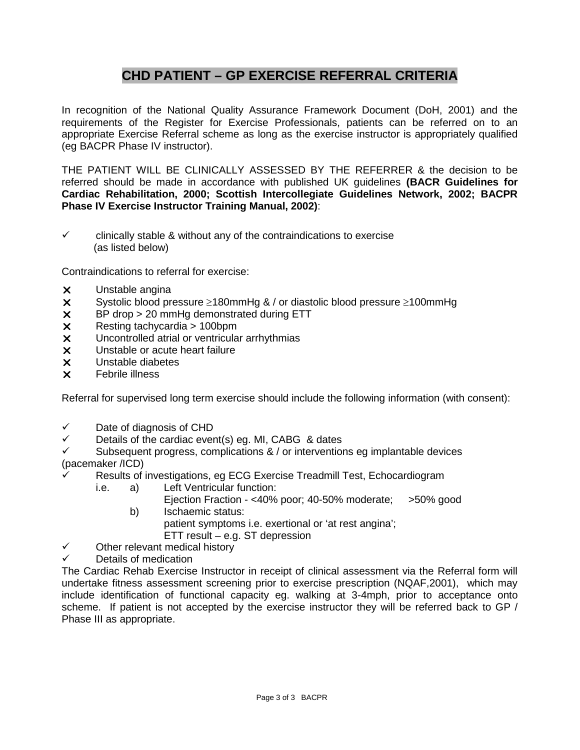# CHD PATIENT – GP EXERCISE REFERRAL CRITERIA

In recognition of the National Quality Assurance Framework Document (DoH, 2001) and the requirements of the Register for Exercise Professionals, patients can be referred on to an appropriate Exercise Referral scheme as long as the exercise instructor is appropriately qualified (eg BACPR Phase IV instructor).

THE PATIENT WILL BE CLINICALLY ASSESSED BY THE REFERRER & the decision to be referred should be made in accordance with published UK guidelines **(BACR Guidelines for Cardiac Rehabilitation, 2000; Scottish Intercollegiate Guidelines Network, 2002; BACPR Phase IV Exercise Instructor Training Manual, 2002)**:

✓ clinically stable & without any of the contraindications to exercise (as listed below)

Contraindications to referral for exercise:

✗ Unstable angina
✗ Systolic blood pressure ≥180mmHg & / or diastolic blood pressure ≥100mmHg
✗ BP drop > 20 mmHg demonstrated during ETT
✗ Resting tachycardia > 100bpm
✗ Uncontrolled atrial or ventricular arrhythmias
✗ Unstable or acute heart failure
✗ Unstable diabetes
✗ Febrile illness

Referral for supervised long term exercise should include the following information (with consent):

✓ Date of diagnosis of CHD
✓ Details of the cardiac event(s) eg. MI, CABG & dates
✓ Subsequent progress, complications & / or interventions eg implantable devices (pacemaker /ICD)
✓ Results of investigations, eg ECG Exercise Treadmill Test, Echocardiogram
  i.e. a) Left Ventricular function:
     Ejection Fraction - <40% poor; 40-50% moderate; >50% good
  b) Ischaemic status:
     patient symptoms i.e. exertional or 'at rest angina';
     ETT result – e.g. ST depression
✓ Other relevant medical history
✓ Details of medication

The Cardiac Rehab Exercise Instructor in receipt of clinical assessment via the Referral form will undertake fitness assessment screening prior to exercise prescription (NQAF,2001), which may include identification of functional capacity eg. walking at 3-4mph, prior to acceptance onto scheme. If patient is not accepted by the exercise instructor they will be referred back to GP / Phase III as appropriate.